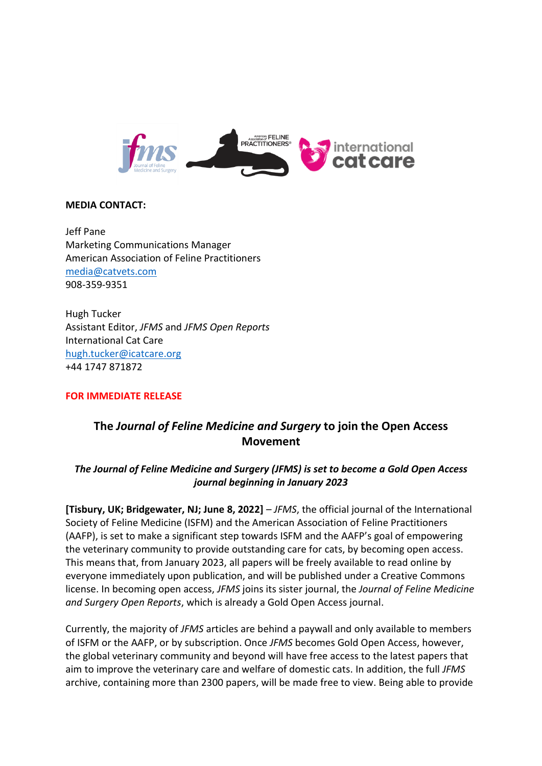**MEDIA CONTACT:**

Jeff Pane
Marketing Communications Manager
American Association of Feline Practitioners
media@catvets.com
908-359-9351

Hugh Tucker
Assistant Editor, *JFMS* and *JFMS Open Reports*
International Cat Care
hugh.tucker@icatcare.org
+44 1747 871872

**FOR IMMEDIATE RELEASE**

## The *Journal of Feline Medicine and Surgery* to join the Open Access Movement

***The Journal of Feline Medicine and Surgery (JFMS) is set to become a Gold Open Access journal beginning in January 2023***

**[Tisbury, UK; Bridgewater, NJ; June 8, 2022]** – *JFMS*, the official journal of the International Society of Feline Medicine (ISFM) and the American Association of Feline Practitioners (AAFP), is set to make a significant step towards ISFM and the AAFP's goal of empowering the veterinary community to provide outstanding care for cats, by becoming open access. This means that, from January 2023, all papers will be freely available to read online by everyone immediately upon publication, and will be published under a Creative Commons license. In becoming open access, *JFMS* joins its sister journal, the *Journal of Feline Medicine and Surgery Open Reports*, which is already a Gold Open Access journal.

Currently, the majority of *JFMS* articles are behind a paywall and only available to members of ISFM or the AAFP, or by subscription. Once *JFMS* becomes Gold Open Access, however, the global veterinary community and beyond will have free access to the latest papers that aim to improve the veterinary care and welfare of domestic cats. In addition, the full *JFMS* archive, containing more than 2300 papers, will be made free to view. Being able to provide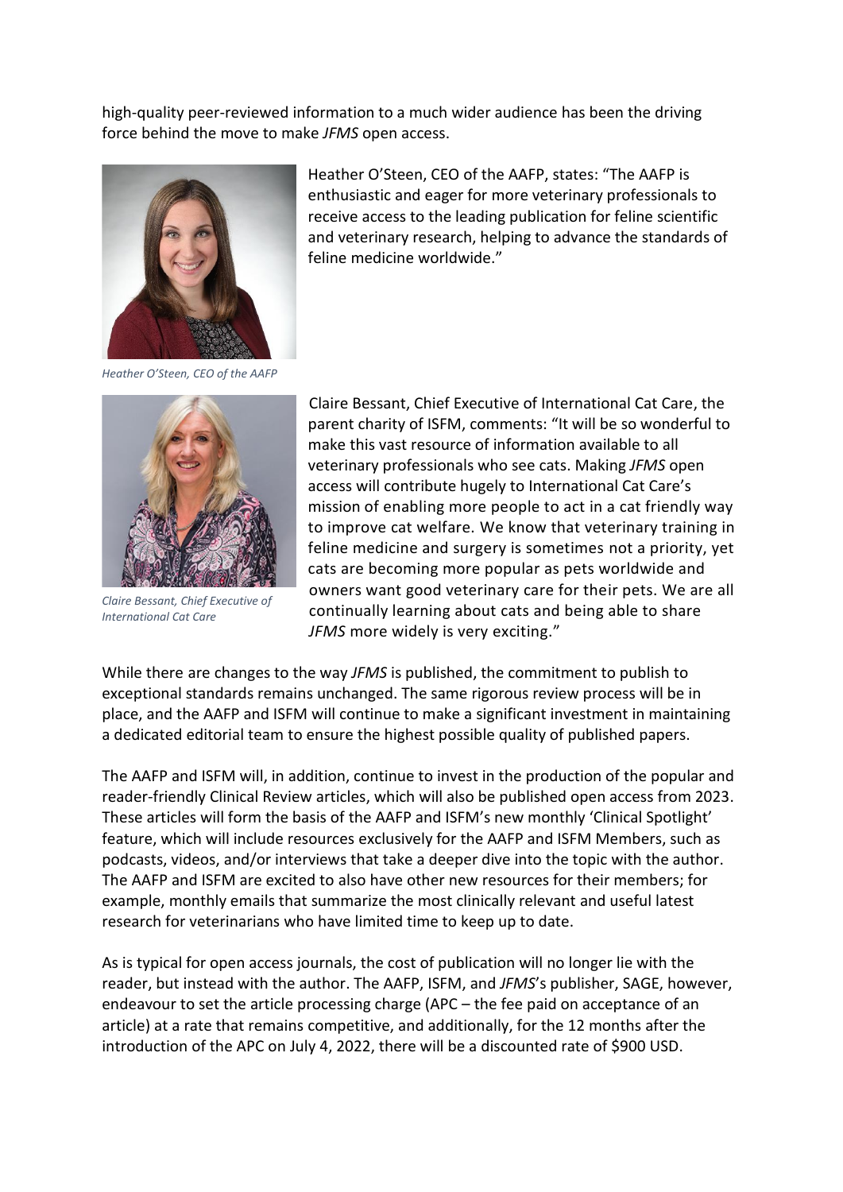high-quality peer-reviewed information to a much wider audience has been the driving force behind the move to make *JFMS* open access.

Heather O'Steen, CEO of the AAFP, states: "The AAFP is enthusiastic and eager for more veterinary professionals to receive access to the leading publication for feline scientific and veterinary research, helping to advance the standards of feline medicine worldwide."

*Heather O'Steen, CEO of the AAFP*

Claire Bessant, Chief Executive of International Cat Care, the parent charity of ISFM, comments: "It will be so wonderful to make this vast resource of information available to all veterinary professionals who see cats. Making *JFMS* open access will contribute hugely to International Cat Care's mission of enabling more people to act in a cat friendly way to improve cat welfare. We know that veterinary training in feline medicine and surgery is sometimes not a priority, yet cats are becoming more popular as pets worldwide and owners want good veterinary care for their pets. We are all continually learning about cats and being able to share *JFMS* more widely is very exciting."

*Claire Bessant, Chief Executive of International Cat Care*

While there are changes to the way *JFMS* is published, the commitment to publish to exceptional standards remains unchanged. The same rigorous review process will be in place, and the AAFP and ISFM will continue to make a significant investment in maintaining a dedicated editorial team to ensure the highest possible quality of published papers.

The AAFP and ISFM will, in addition, continue to invest in the production of the popular and reader-friendly Clinical Review articles, which will also be published open access from 2023. These articles will form the basis of the AAFP and ISFM's new monthly 'Clinical Spotlight' feature, which will include resources exclusively for the AAFP and ISFM Members, such as podcasts, videos, and/or interviews that take a deeper dive into the topic with the author. The AAFP and ISFM are excited to also have other new resources for their members; for example, monthly emails that summarize the most clinically relevant and useful latest research for veterinarians who have limited time to keep up to date.

As is typical for open access journals, the cost of publication will no longer lie with the reader, but instead with the author. The AAFP, ISFM, and *JFMS*'s publisher, SAGE, however, endeavour to set the article processing charge (APC – the fee paid on acceptance of an article) at a rate that remains competitive, and additionally, for the 12 months after the introduction of the APC on July 4, 2022, there will be a discounted rate of $900 USD.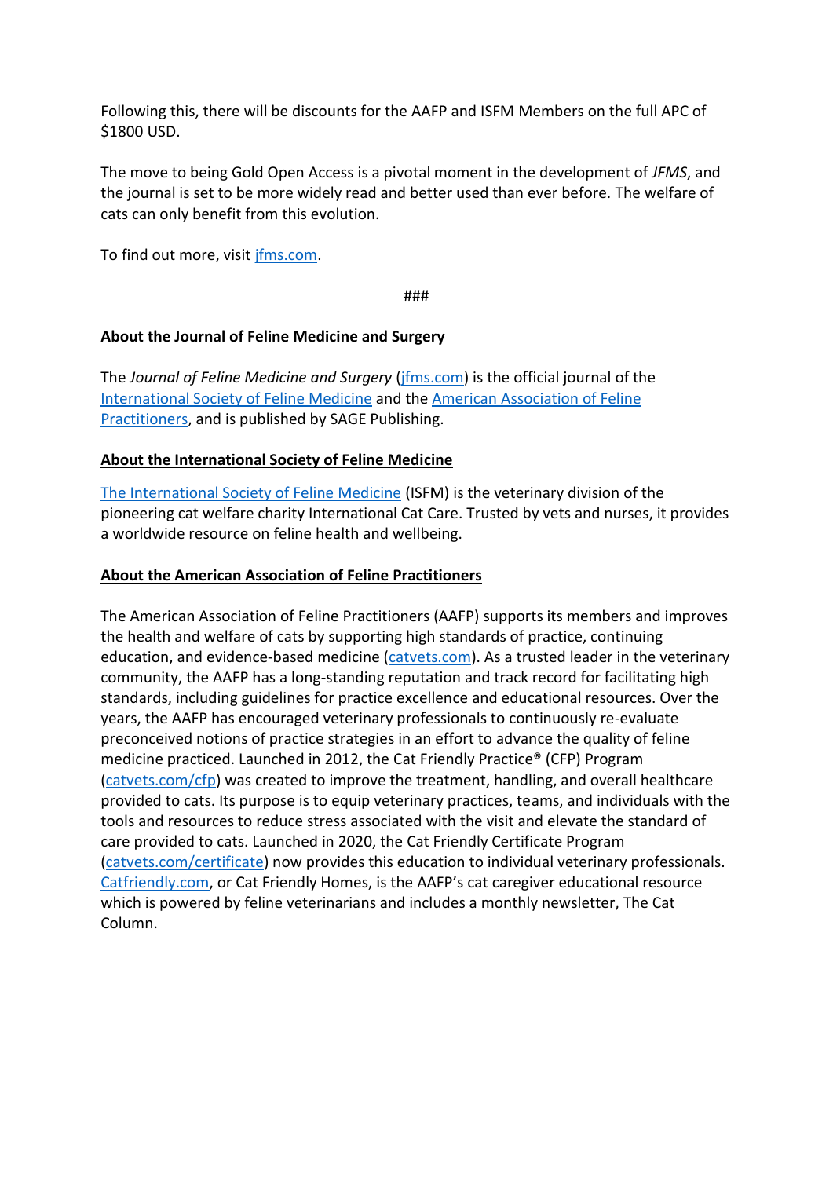Following this, there will be discounts for the AAFP and ISFM Members on the full APC of $1800 USD.

The move to being Gold Open Access is a pivotal moment in the development of *JFMS*, and the journal is set to be more widely read and better used than ever before. The welfare of cats can only benefit from this evolution.

To find out more, visit jfms.com.

###

**About the Journal of Feline Medicine and Surgery**

The *Journal of Feline Medicine and Surgery* (jfms.com) is the official journal of the International Society of Feline Medicine and the American Association of Feline Practitioners, and is published by SAGE Publishing.

**About the International Society of Feline Medicine**

The International Society of Feline Medicine (ISFM) is the veterinary division of the pioneering cat welfare charity International Cat Care. Trusted by vets and nurses, it provides a worldwide resource on feline health and wellbeing.

**About the American Association of Feline Practitioners**

The American Association of Feline Practitioners (AAFP) supports its members and improves the health and welfare of cats by supporting high standards of practice, continuing education, and evidence-based medicine (catvets.com). As a trusted leader in the veterinary community, the AAFP has a long-standing reputation and track record for facilitating high standards, including guidelines for practice excellence and educational resources. Over the years, the AAFP has encouraged veterinary professionals to continuously re-evaluate preconceived notions of practice strategies in an effort to advance the quality of feline medicine practiced. Launched in 2012, the Cat Friendly Practice® (CFP) Program (catvets.com/cfp) was created to improve the treatment, handling, and overall healthcare provided to cats. Its purpose is to equip veterinary practices, teams, and individuals with the tools and resources to reduce stress associated with the visit and elevate the standard of care provided to cats. Launched in 2020, the Cat Friendly Certificate Program (catvets.com/certificate) now provides this education to individual veterinary professionals. Catfriendly.com, or Cat Friendly Homes, is the AAFP's cat caregiver educational resource which is powered by feline veterinarians and includes a monthly newsletter, The Cat Column.